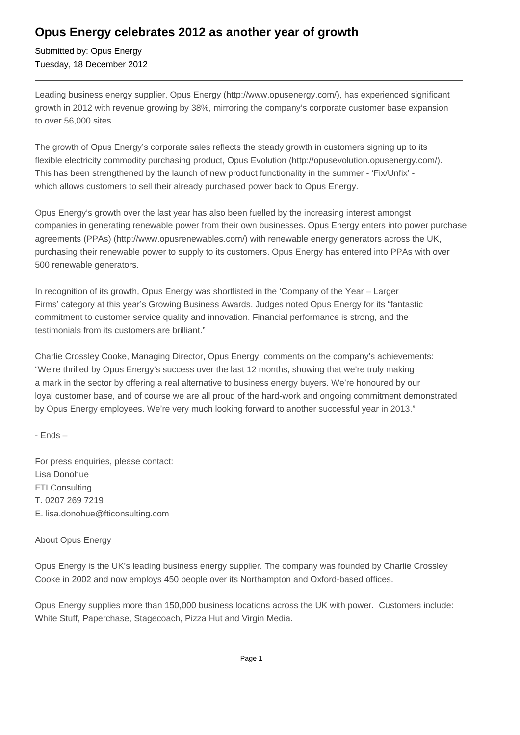# Opus Energy celebrates 2012 as another year of growth

Submitted by: Opus Energy
Tuesday, 18 December 2012

---

Leading business energy supplier, Opus Energy (http://www.opusenergy.com/), has experienced significant growth in 2012 with revenue growing by 38%, mirroring the company's corporate customer base expansion to over 56,000 sites.

The growth of Opus Energy's corporate sales reflects the steady growth in customers signing up to its flexible electricity commodity purchasing product, Opus Evolution (http://opusevolution.opusenergy.com/). This has been strengthened by the launch of new product functionality in the summer - 'Fix/Unfix' - which allows customers to sell their already purchased power back to Opus Energy.

Opus Energy's growth over the last year has also been fuelled by the increasing interest amongst companies in generating renewable power from their own businesses. Opus Energy enters into power purchase agreements (PPAs) (http://www.opusrenewables.com/) with renewable energy generators across the UK, purchasing their renewable power to supply to its customers. Opus Energy has entered into PPAs with over 500 renewable generators.

In recognition of its growth, Opus Energy was shortlisted in the 'Company of the Year – Larger Firms' category at this year's Growing Business Awards. Judges noted Opus Energy for its "fantastic commitment to customer service quality and innovation. Financial performance is strong, and the testimonials from its customers are brilliant."

Charlie Crossley Cooke, Managing Director, Opus Energy, comments on the company's achievements: "We're thrilled by Opus Energy's success over the last 12 months, showing that we're truly making a mark in the sector by offering a real alternative to business energy buyers. We're honoured by our loyal customer base, and of course we are all proud of the hard-work and ongoing commitment demonstrated by Opus Energy employees. We're very much looking forward to another successful year in 2013."

- Ends –

For press enquiries, please contact:
Lisa Donohue
FTI Consulting
T. 0207 269 7219
E. lisa.donohue@fticonsulting.com

About Opus Energy

Opus Energy is the UK's leading business energy supplier. The company was founded by Charlie Crossley Cooke in 2002 and now employs 450 people over its Northampton and Oxford-based offices.

Opus Energy supplies more than 150,000 business locations across the UK with power. Customers include: White Stuff, Paperchase, Stagecoach, Pizza Hut and Virgin Media.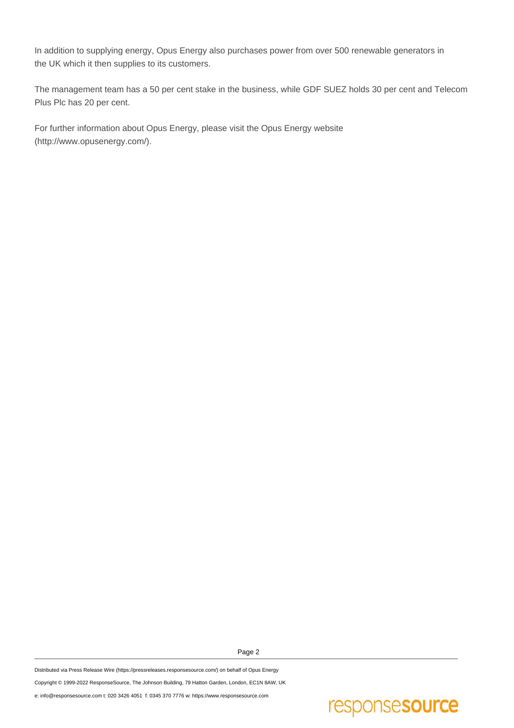In addition to supplying energy, Opus Energy also purchases power from over 500 renewable generators in the UK which it then supplies to its customers.

The management team has a 50 per cent stake in the business, while GDF SUEZ holds 30 per cent and Telecom Plus Plc has 20 per cent.

For further information about Opus Energy, please visit the Opus Energy website (http://www.opusenergy.com/).